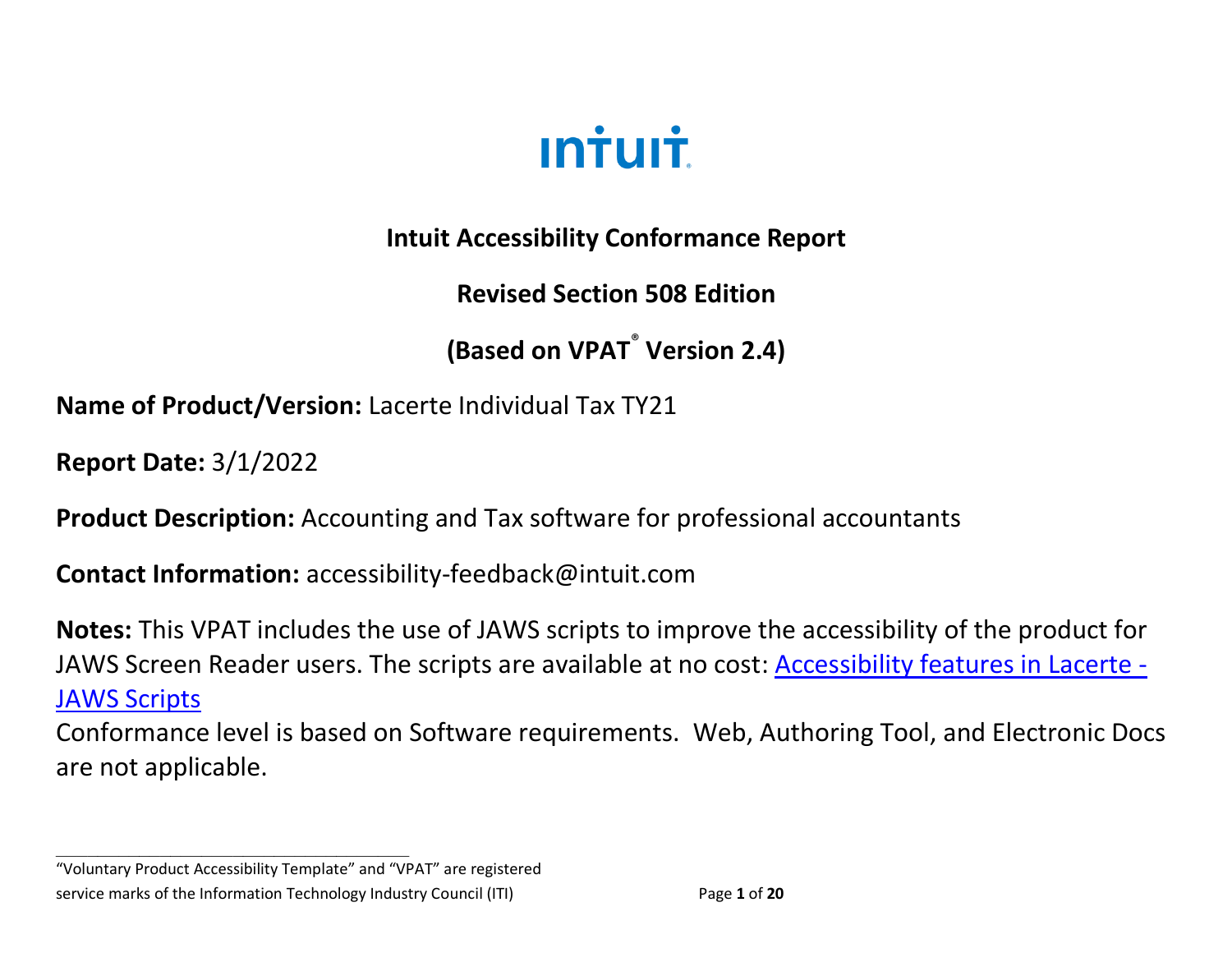intuit

# Intuit Accessibility Conformance Report

## Revised Section 508 Edition

## (Based on VPAT® Version 2.4)

**Name of Product/Version:** Lacerte Individual Tax TY21

**Report Date:** 3/1/2022

**Product Description:** Accounting and Tax software for professional accountants

**Contact Information:** accessibility-feedback@intuit.com

**Notes:** This VPAT includes the use of JAWS scripts to improve the accessibility of the product for JAWS Screen Reader users. The scripts are available at no cost: [Accessibility features in Lacerte - JAWS Scripts]()
Conformance level is based on Software requirements. Web, Authoring Tool, and Electronic Docs are not applicable.

---

"Voluntary Product Accessibility Template" and "VPAT" are registered service marks of the Information Technology Industry Council (ITI)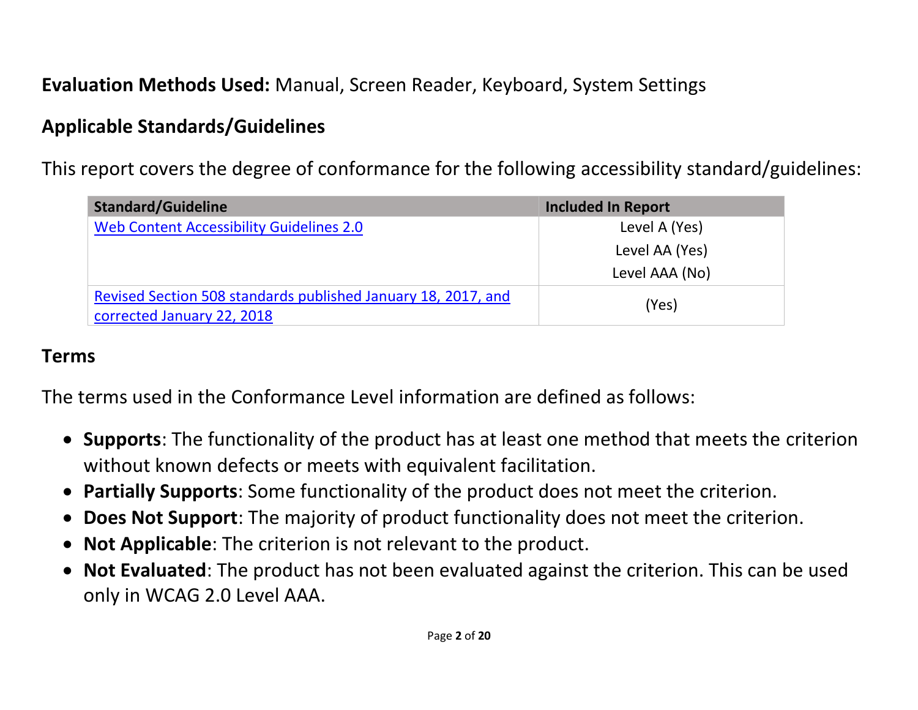**Evaluation Methods Used:** Manual, Screen Reader, Keyboard, System Settings

## Applicable Standards/Guidelines

This report covers the degree of conformance for the following accessibility standard/guidelines:

| Standard/Guideline | Included In Report |
|---|---|
| [Web Content Accessibility Guidelines 2.0]() | Level A (Yes)<br>Level AA (Yes)<br>Level AAA (No) |
| [Revised Section 508 standards published January 18, 2017, and corrected January 22, 2018]() | (Yes) |

## Terms

The terms used in the Conformance Level information are defined as follows:

- **Supports**: The functionality of the product has at least one method that meets the criterion without known defects or meets with equivalent facilitation.
- **Partially Supports**: Some functionality of the product does not meet the criterion.
- **Does Not Support**: The majority of product functionality does not meet the criterion.
- **Not Applicable**: The criterion is not relevant to the product.
- **Not Evaluated**: The product has not been evaluated against the criterion. This can be used only in WCAG 2.0 Level AAA.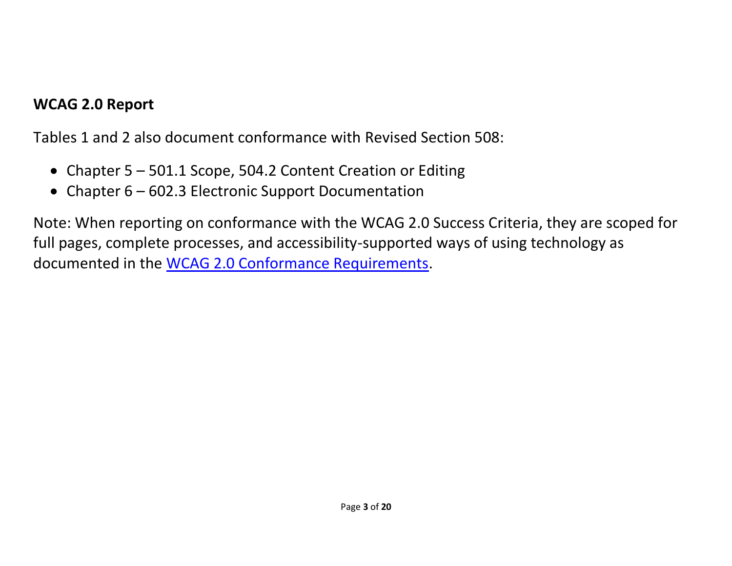## WCAG 2.0 Report

Tables 1 and 2 also document conformance with Revised Section 508:

- Chapter 5 – 501.1 Scope, 504.2 Content Creation or Editing
- Chapter 6 – 602.3 Electronic Support Documentation

Note: When reporting on conformance with the WCAG 2.0 Success Criteria, they are scoped for full pages, complete processes, and accessibility-supported ways of using technology as documented in the WCAG 2.0 Conformance Requirements.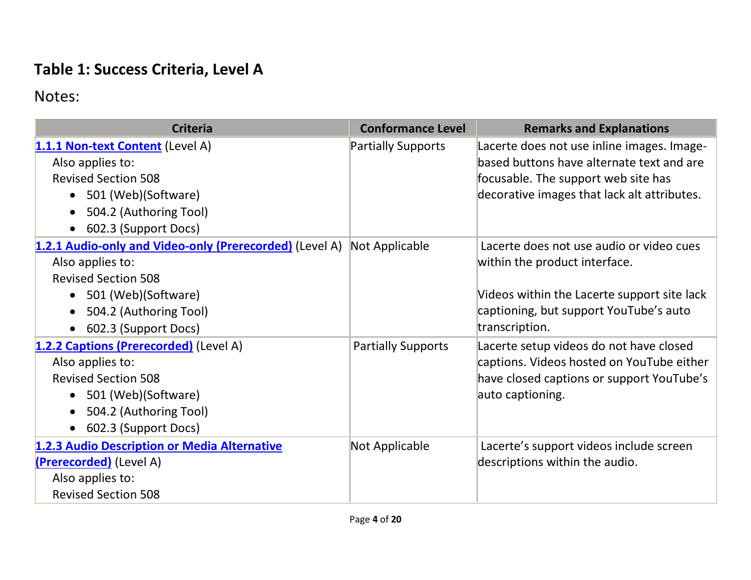## Table 1: Success Criteria, Level A

Notes:

| Criteria | Conformance Level | Remarks and Explanations |
|---|---|---|
| **1.1.1 Non-text Content** (Level A)<br>Also applies to:<br>Revised Section 508<br>• 501 (Web)(Software)<br>• 504.2 (Authoring Tool)<br>• 602.3 (Support Docs) | Partially Supports | Lacerte does not use inline images. Image-based buttons have alternate text and are focusable. The support web site has decorative images that lack alt attributes. |
| **1.2.1 Audio-only and Video-only (Prerecorded)** (Level A)<br>Also applies to:<br>Revised Section 508<br>• 501 (Web)(Software)<br>• 504.2 (Authoring Tool)<br>• 602.3 (Support Docs) | Not Applicable | Lacerte does not use audio or video cues within the product interface.<br><br>Videos within the Lacerte support site lack captioning, but support YouTube's auto transcription. |
| **1.2.2 Captions (Prerecorded)** (Level A)<br>Also applies to:<br>Revised Section 508<br>• 501 (Web)(Software)<br>• 504.2 (Authoring Tool)<br>• 602.3 (Support Docs) | Partially Supports | Lacerte setup videos do not have closed captions. Videos hosted on YouTube either have closed captions or support YouTube's auto captioning. |
| **1.2.3 Audio Description or Media Alternative (Prerecorded)** (Level A)<br>Also applies to:<br>Revised Section 508 | Not Applicable | Lacerte's support videos include screen descriptions within the audio. |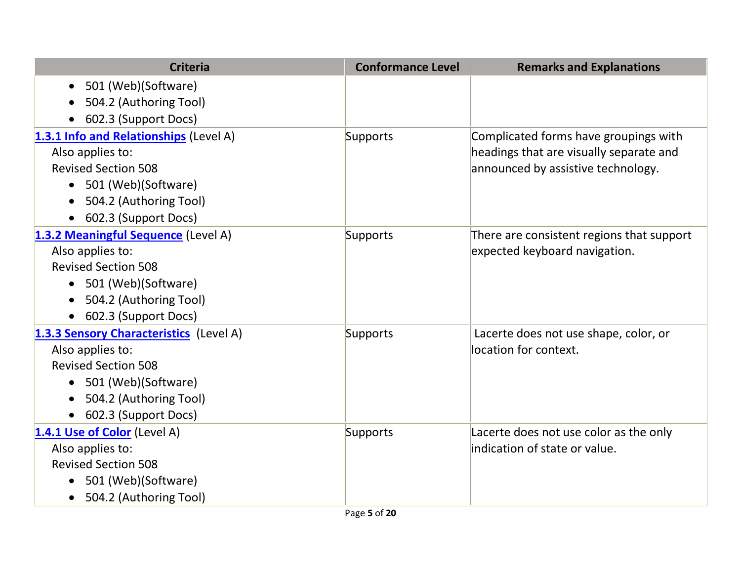| Criteria | Conformance Level | Remarks and Explanations |
|---|---|---|
| • 501 (Web)(Software)<br>• 504.2 (Authoring Tool)<br>• 602.3 (Support Docs) | | |
| **[1.3.1 Info and Relationships]()** (Level A)<br>Also applies to:<br>Revised Section 508<br>• 501 (Web)(Software)<br>• 504.2 (Authoring Tool)<br>• 602.3 (Support Docs) | Supports | Complicated forms have groupings with headings that are visually separate and announced by assistive technology. |
| **[1.3.2 Meaningful Sequence]()** (Level A)<br>Also applies to:<br>Revised Section 508<br>• 501 (Web)(Software)<br>• 504.2 (Authoring Tool)<br>• 602.3 (Support Docs) | Supports | There are consistent regions that support expected keyboard navigation. |
| **[1.3.3 Sensory Characteristics]()** (Level A)<br>Also applies to:<br>Revised Section 508<br>• 501 (Web)(Software)<br>• 504.2 (Authoring Tool)<br>• 602.3 (Support Docs) | Supports | Lacerte does not use shape, color, or location for context. |
| **[1.4.1 Use of Color]()** (Level A)<br>Also applies to:<br>Revised Section 508<br>• 501 (Web)(Software)<br>• 504.2 (Authoring Tool) | Supports | Lacerte does not use color as the only indication of state or value. |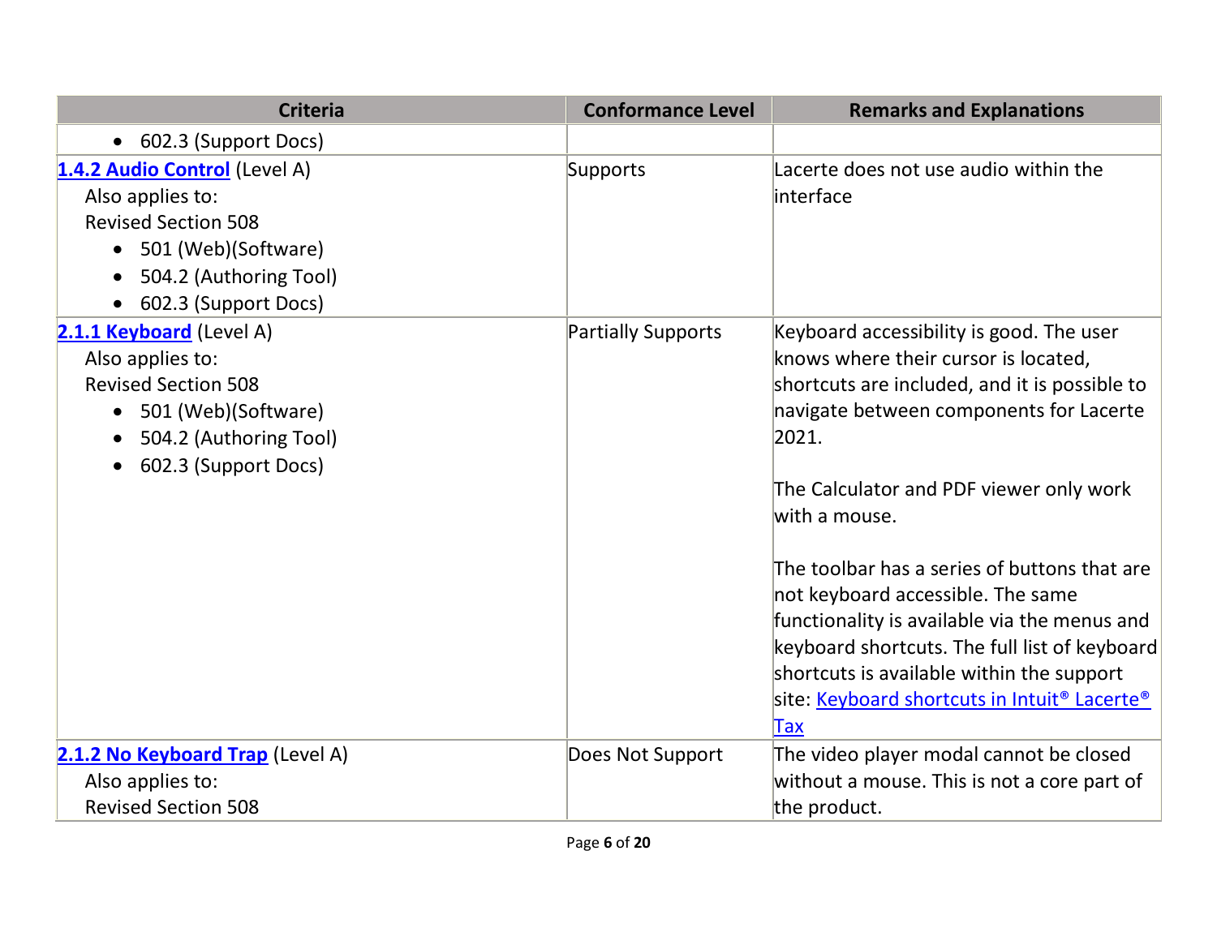| Criteria | Conformance Level | Remarks and Explanations |
|---|---|---|
| • 602.3 (Support Docs) | | |
| **1.4.2 Audio Control** (Level A)<br>Also applies to:<br>Revised Section 508<br>• 501 (Web)(Software)<br>• 504.2 (Authoring Tool)<br>• 602.3 (Support Docs) | Supports | Lacerte does not use audio within the interface |
| **2.1.1 Keyboard** (Level A)<br>Also applies to:<br>Revised Section 508<br>• 501 (Web)(Software)<br>• 504.2 (Authoring Tool)<br>• 602.3 (Support Docs) | Partially Supports | Keyboard accessibility is good. The user knows where their cursor is located, shortcuts are included, and it is possible to navigate between components for Lacerte 2021.<br><br>The Calculator and PDF viewer only work with a mouse.<br><br>The toolbar has a series of buttons that are not keyboard accessible. The same functionality is available via the menus and keyboard shortcuts. The full list of keyboard shortcuts is available within the support site: Keyboard shortcuts in Intuit® Lacerte® Tax |
| **2.1.2 No Keyboard Trap** (Level A)<br>Also applies to:<br>Revised Section 508 | Does Not Support | The video player modal cannot be closed without a mouse. This is not a core part of the product. |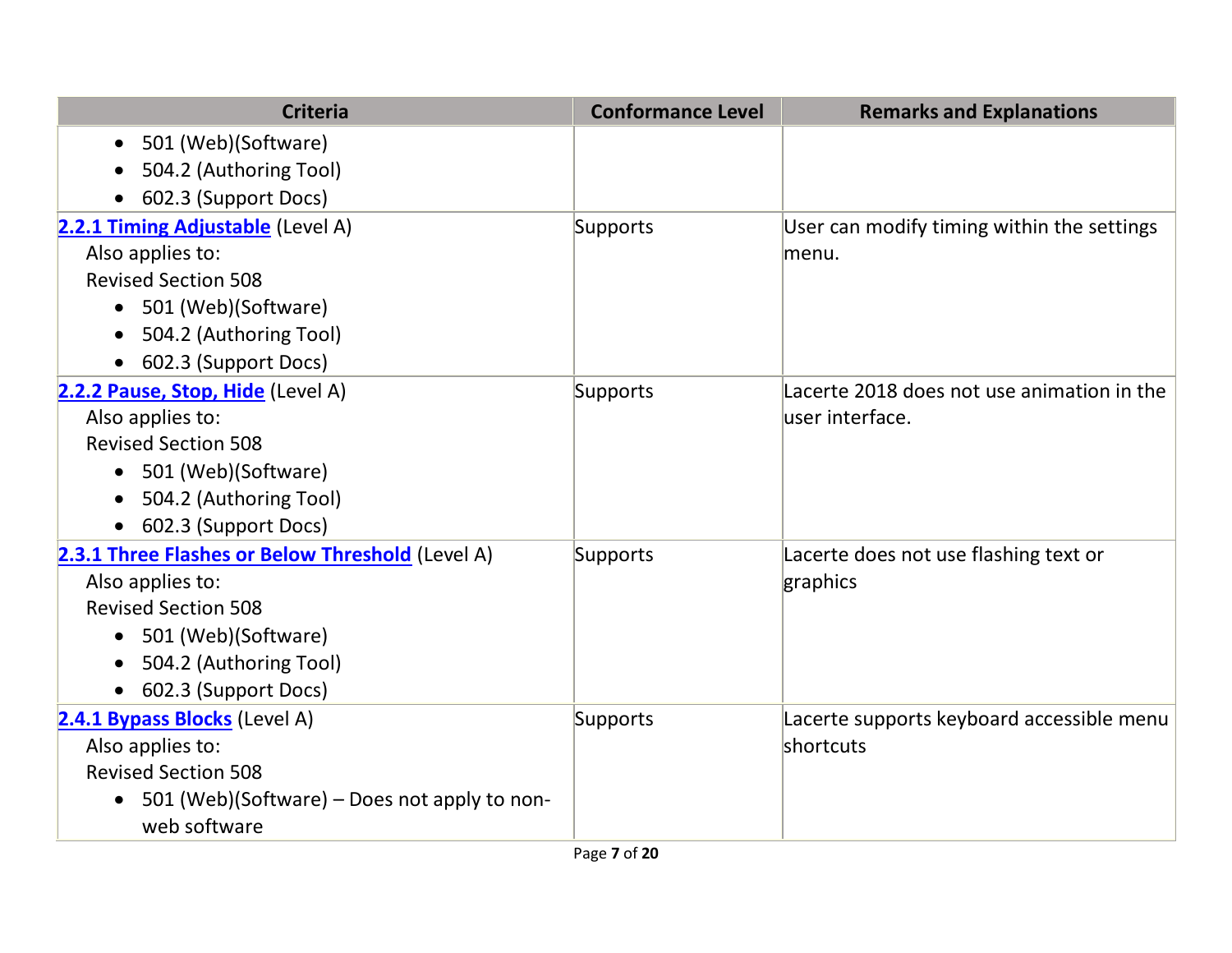| Criteria | Conformance Level | Remarks and Explanations |
|---|---|---|
| <ul><li>501 (Web)(Software)</li><li>504.2 (Authoring Tool)</li><li>602.3 (Support Docs)</li></ul> | | |
| **2.2.1 Timing Adjustable** (Level A)<br>Also applies to:<br>Revised Section 508<ul><li>501 (Web)(Software)</li><li>504.2 (Authoring Tool)</li><li>602.3 (Support Docs)</li></ul> | Supports | User can modify timing within the settings menu. |
| **2.2.2 Pause, Stop, Hide** (Level A)<br>Also applies to:<br>Revised Section 508<ul><li>501 (Web)(Software)</li><li>504.2 (Authoring Tool)</li><li>602.3 (Support Docs)</li></ul> | Supports | Lacerte 2018 does not use animation in the user interface. |
| **2.3.1 Three Flashes or Below Threshold** (Level A)<br>Also applies to:<br>Revised Section 508<ul><li>501 (Web)(Software)</li><li>504.2 (Authoring Tool)</li><li>602.3 (Support Docs)</li></ul> | Supports | Lacerte does not use flashing text or graphics |
| **2.4.1 Bypass Blocks** (Level A)<br>Also applies to:<br>Revised Section 508<ul><li>501 (Web)(Software) – Does not apply to non-web software</li></ul> | Supports | Lacerte supports keyboard accessible menu shortcuts |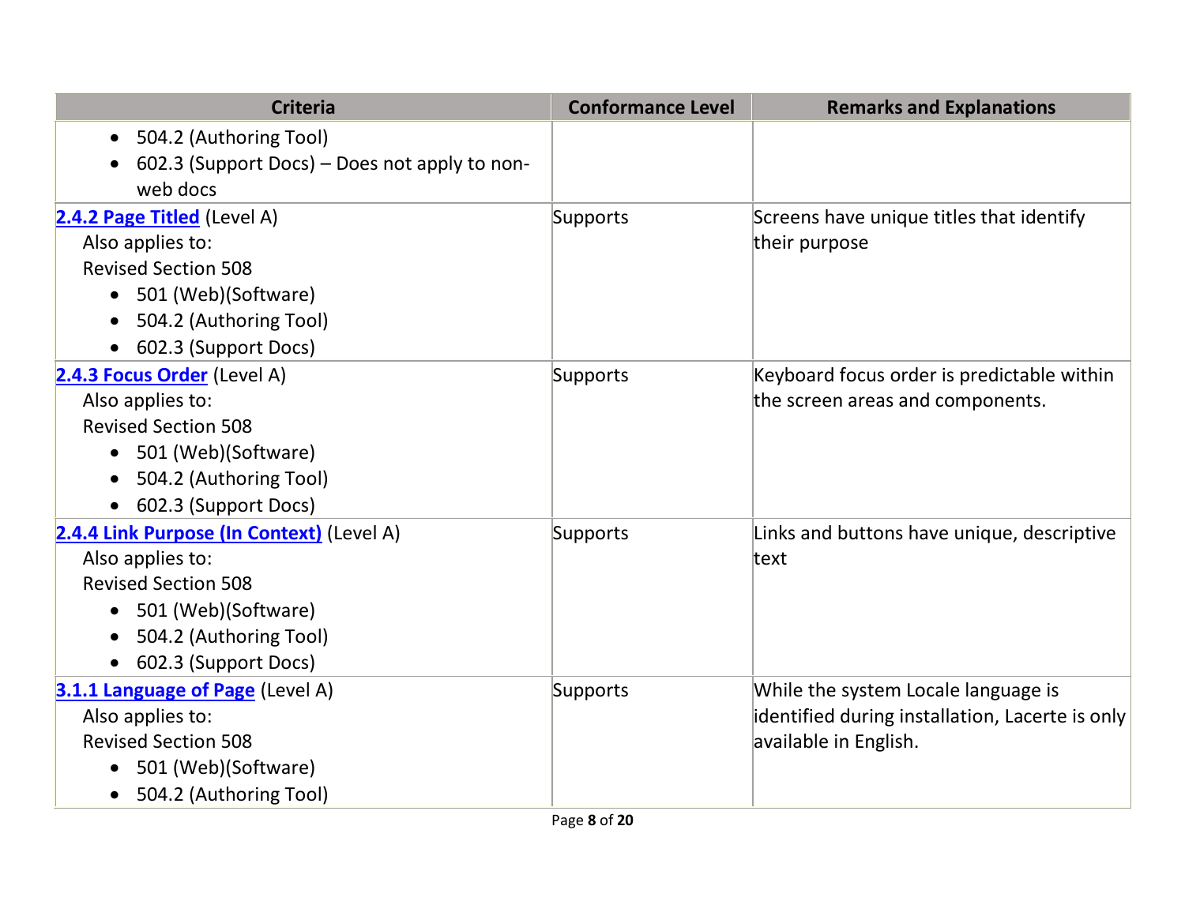| Criteria | Conformance Level | Remarks and Explanations |
|---|---|---|
| • 504.2 (Authoring Tool)<br>• 602.3 (Support Docs) – Does not apply to non-web docs | | |
| **2.4.2 Page Titled** (Level A)<br>Also applies to:<br>Revised Section 508<br>• 501 (Web)(Software)<br>• 504.2 (Authoring Tool)<br>• 602.3 (Support Docs) | Supports | Screens have unique titles that identify their purpose |
| **2.4.3 Focus Order** (Level A)<br>Also applies to:<br>Revised Section 508<br>• 501 (Web)(Software)<br>• 504.2 (Authoring Tool)<br>• 602.3 (Support Docs) | Supports | Keyboard focus order is predictable within the screen areas and components. |
| **2.4.4 Link Purpose (In Context)** (Level A)<br>Also applies to:<br>Revised Section 508<br>• 501 (Web)(Software)<br>• 504.2 (Authoring Tool)<br>• 602.3 (Support Docs) | Supports | Links and buttons have unique, descriptive text |
| **3.1.1 Language of Page** (Level A)<br>Also applies to:<br>Revised Section 508<br>• 501 (Web)(Software)<br>• 504.2 (Authoring Tool) | Supports | While the system Locale language is identified during installation, Lacerte is only available in English. |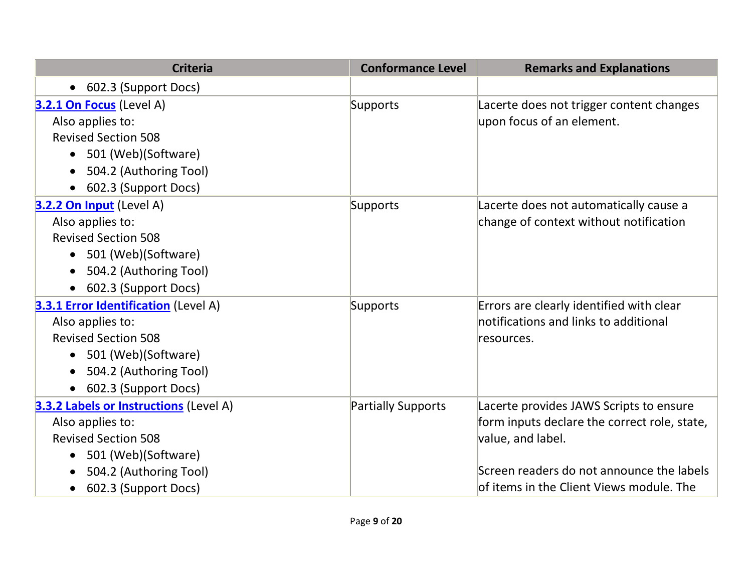| Criteria | Conformance Level | Remarks and Explanations |
|---|---|---|
| • 602.3 (Support Docs) | | |
| **[3.2.1 On Focus]** (Level A)<br>Also applies to:<br>Revised Section 508<br>• 501 (Web)(Software)<br>• 504.2 (Authoring Tool)<br>• 602.3 (Support Docs) | Supports | Lacerte does not trigger content changes upon focus of an element. |
| **[3.2.2 On Input]** (Level A)<br>Also applies to:<br>Revised Section 508<br>• 501 (Web)(Software)<br>• 504.2 (Authoring Tool)<br>• 602.3 (Support Docs) | Supports | Lacerte does not automatically cause a change of context without notification |
| **[3.3.1 Error Identification]** (Level A)<br>Also applies to:<br>Revised Section 508<br>• 501 (Web)(Software)<br>• 504.2 (Authoring Tool)<br>• 602.3 (Support Docs) | Supports | Errors are clearly identified with clear notifications and links to additional resources. |
| **[3.3.2 Labels or Instructions]** (Level A)<br>Also applies to:<br>Revised Section 508<br>• 501 (Web)(Software)<br>• 504.2 (Authoring Tool)<br>• 602.3 (Support Docs) | Partially Supports | Lacerte provides JAWS Scripts to ensure form inputs declare the correct role, state, value, and label.<br><br>Screen readers do not announce the labels of items in the Client Views module. The |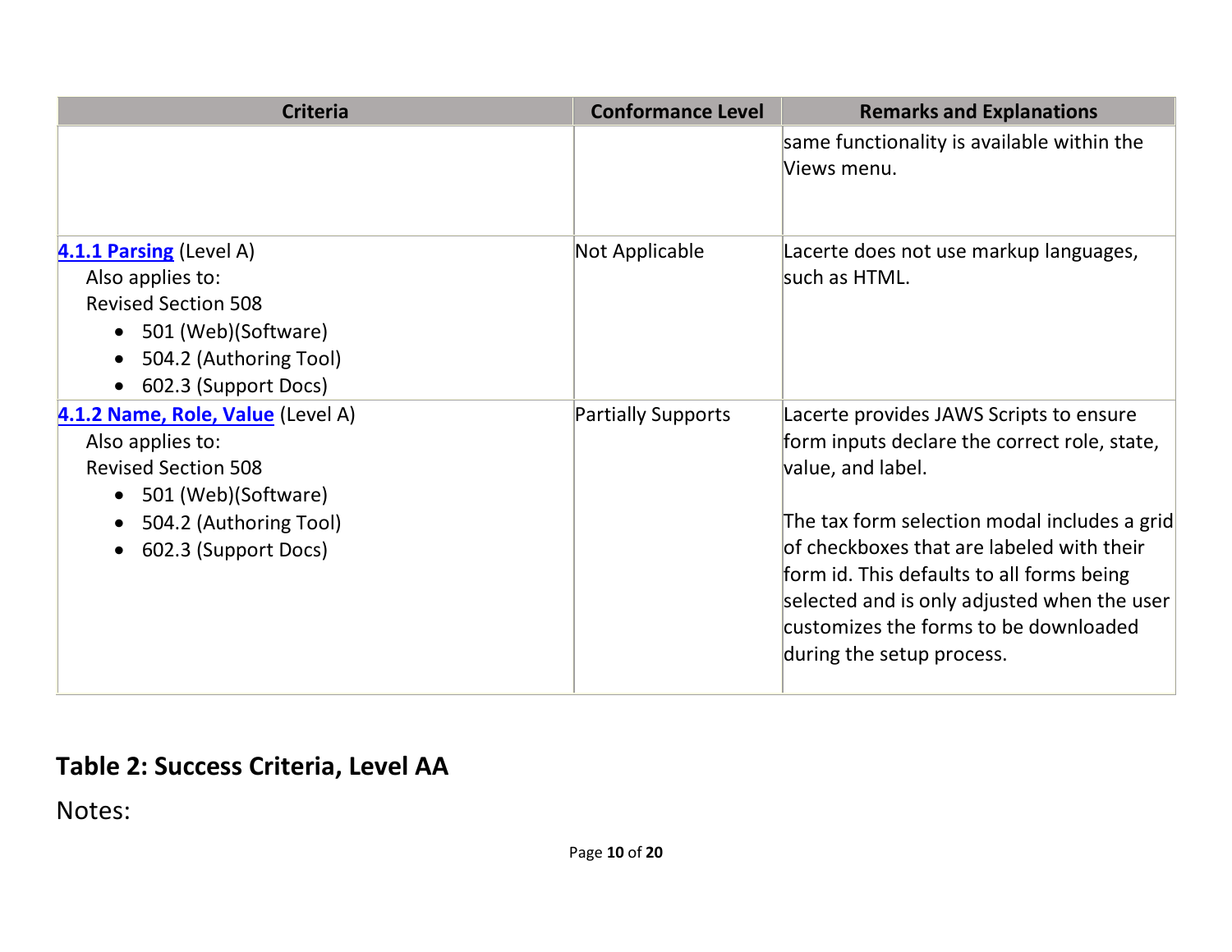| Criteria | Conformance Level | Remarks and Explanations |
|---|---|---|
| | | same functionality is available within the Views menu. |
| **[4.1.1 Parsing](#)** (Level A)<br>Also applies to:<br>Revised Section 508<br>• 501 (Web)(Software)<br>• 504.2 (Authoring Tool)<br>• 602.3 (Support Docs) | Not Applicable | Lacerte does not use markup languages, such as HTML. |
| **[4.1.2 Name, Role, Value](#)** (Level A)<br>Also applies to:<br>Revised Section 508<br>• 501 (Web)(Software)<br>• 504.2 (Authoring Tool)<br>• 602.3 (Support Docs) | Partially Supports | Lacerte provides JAWS Scripts to ensure form inputs declare the correct role, state, value, and label.<br><br>The tax form selection modal includes a grid of checkboxes that are labeled with their form id. This defaults to all forms being selected and is only adjusted when the user customizes the forms to be downloaded during the setup process. |

## Table 2: Success Criteria, Level AA

Notes: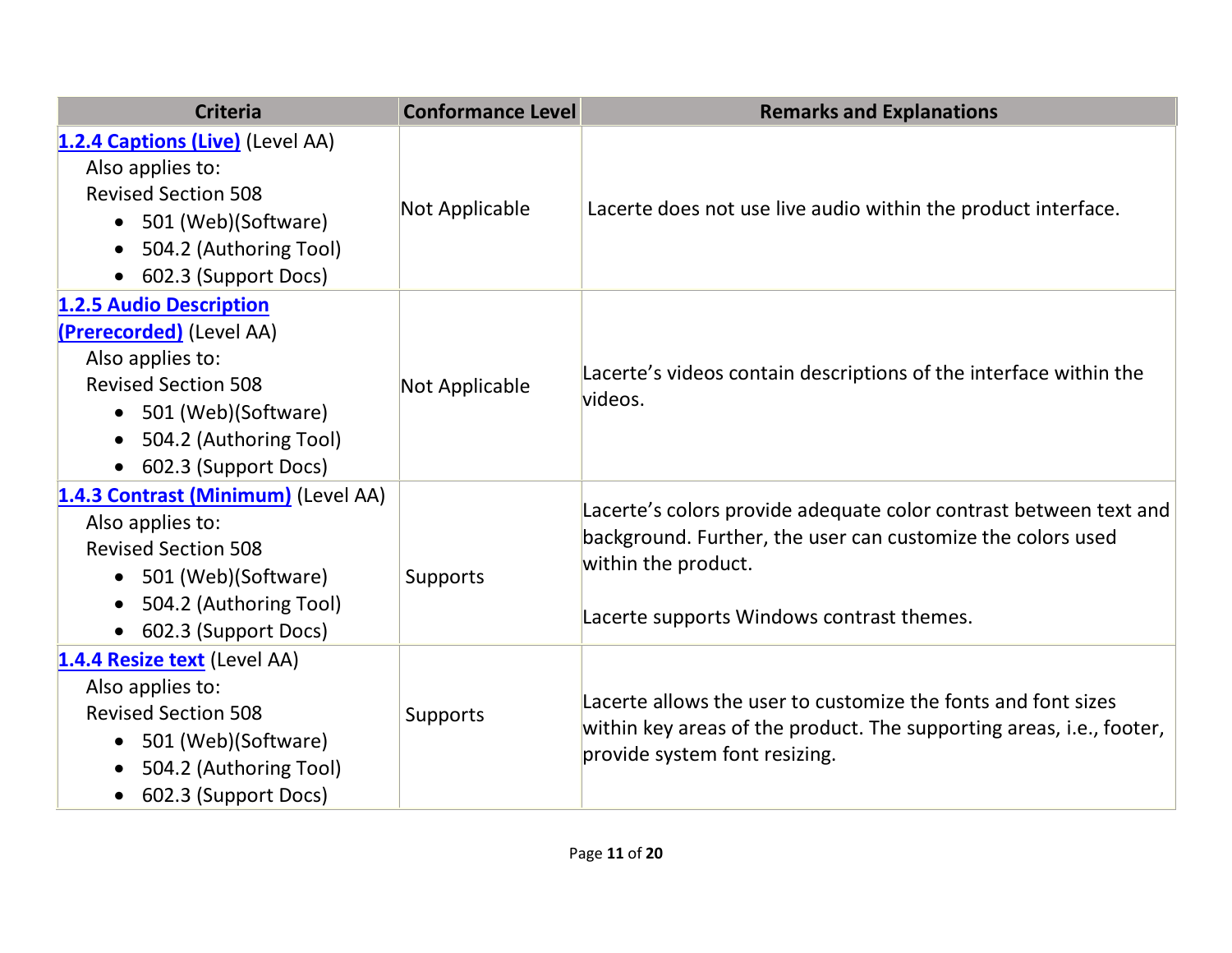| Criteria | Conformance Level | Remarks and Explanations |
| --- | --- | --- |
| **[1.2.4 Captions (Live)]** (Level AA)<br>Also applies to:<br>Revised Section 508<br>• 501 (Web)(Software)<br>• 504.2 (Authoring Tool)<br>• 602.3 (Support Docs) | Not Applicable | Lacerte does not use live audio within the product interface. |
| **[1.2.5 Audio Description (Prerecorded)]** (Level AA)<br>Also applies to:<br>Revised Section 508<br>• 501 (Web)(Software)<br>• 504.2 (Authoring Tool)<br>• 602.3 (Support Docs) | Not Applicable | Lacerte's videos contain descriptions of the interface within the videos. |
| **[1.4.3 Contrast (Minimum)]** (Level AA)<br>Also applies to:<br>Revised Section 508<br>• 501 (Web)(Software)<br>• 504.2 (Authoring Tool)<br>• 602.3 (Support Docs) | Supports | Lacerte's colors provide adequate color contrast between text and background. Further, the user can customize the colors used within the product.<br><br>Lacerte supports Windows contrast themes. |
| **[1.4.4 Resize text]** (Level AA)<br>Also applies to:<br>Revised Section 508<br>• 501 (Web)(Software)<br>• 504.2 (Authoring Tool)<br>• 602.3 (Support Docs) | Supports | Lacerte allows the user to customize the fonts and font sizes within key areas of the product. The supporting areas, i.e., footer, provide system font resizing. |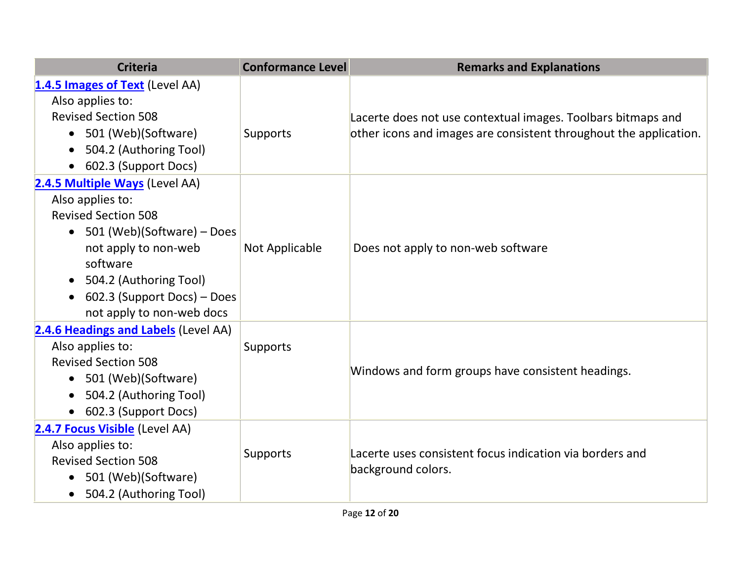| Criteria | Conformance Level | Remarks and Explanations |
|---|---|---|
| **1.4.5 Images of Text** (Level AA)<br>Also applies to:<br>Revised Section 508<br>• 501 (Web)(Software)<br>• 504.2 (Authoring Tool)<br>• 602.3 (Support Docs) | Supports | Lacerte does not use contextual images. Toolbars bitmaps and other icons and images are consistent throughout the application. |
| **2.4.5 Multiple Ways** (Level AA)<br>Also applies to:<br>Revised Section 508<br>• 501 (Web)(Software) – Does not apply to non-web software<br>• 504.2 (Authoring Tool)<br>• 602.3 (Support Docs) – Does not apply to non-web docs | Not Applicable | Does not apply to non-web software |
| **2.4.6 Headings and Labels** (Level AA)<br>Also applies to:<br>Revised Section 508<br>• 501 (Web)(Software)<br>• 504.2 (Authoring Tool)<br>• 602.3 (Support Docs) | Supports | Windows and form groups have consistent headings. |
| **2.4.7 Focus Visible** (Level AA)<br>Also applies to:<br>Revised Section 508<br>• 501 (Web)(Software)<br>• 504.2 (Authoring Tool) | Supports | Lacerte uses consistent focus indication via borders and background colors. |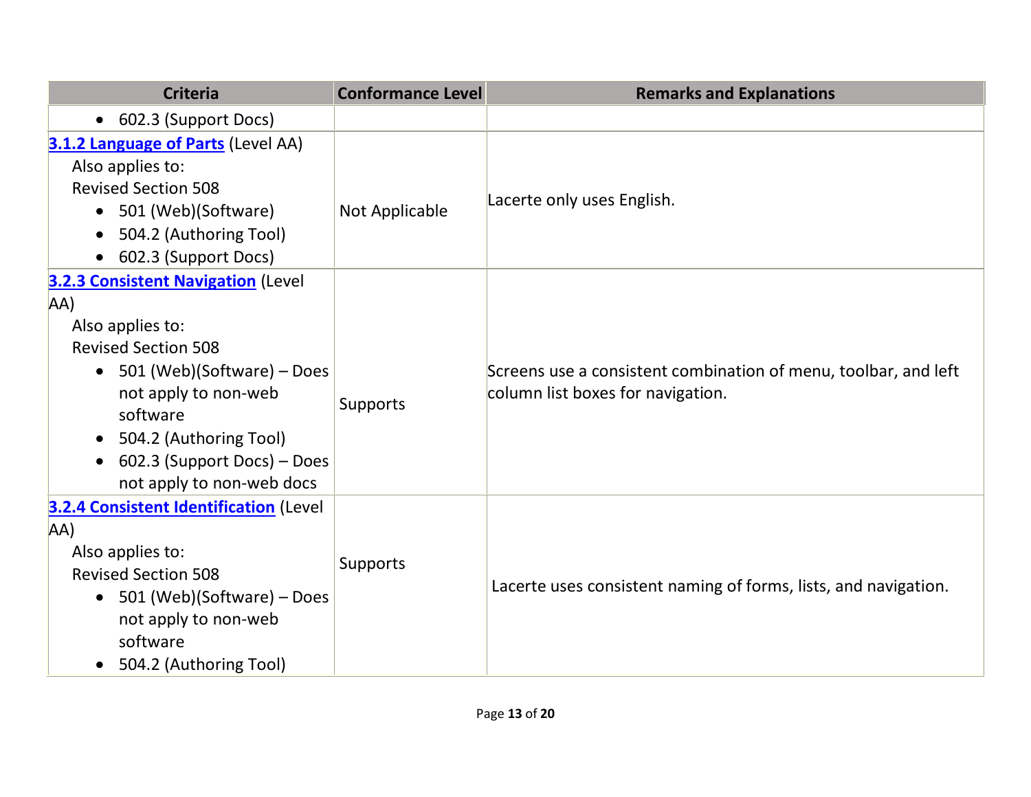| Criteria | Conformance Level | Remarks and Explanations |
|---|---|---|
| • 602.3 (Support Docs) | | |
| **[3.1.2 Language of Parts]** (Level AA)<br>Also applies to:<br>Revised Section 508<br>• 501 (Web)(Software)<br>• 504.2 (Authoring Tool)<br>• 602.3 (Support Docs) | Not Applicable | Lacerte only uses English. |
| **[3.2.3 Consistent Navigation]** (Level AA)<br>Also applies to:<br>Revised Section 508<br>• 501 (Web)(Software) – Does not apply to non-web software<br>• 504.2 (Authoring Tool)<br>• 602.3 (Support Docs) – Does not apply to non-web docs | Supports | Screens use a consistent combination of menu, toolbar, and left column list boxes for navigation. |
| **[3.2.4 Consistent Identification]** (Level AA)<br>Also applies to:<br>Revised Section 508<br>• 501 (Web)(Software) – Does not apply to non-web software<br>• 504.2 (Authoring Tool) | Supports | Lacerte uses consistent naming of forms, lists, and navigation. |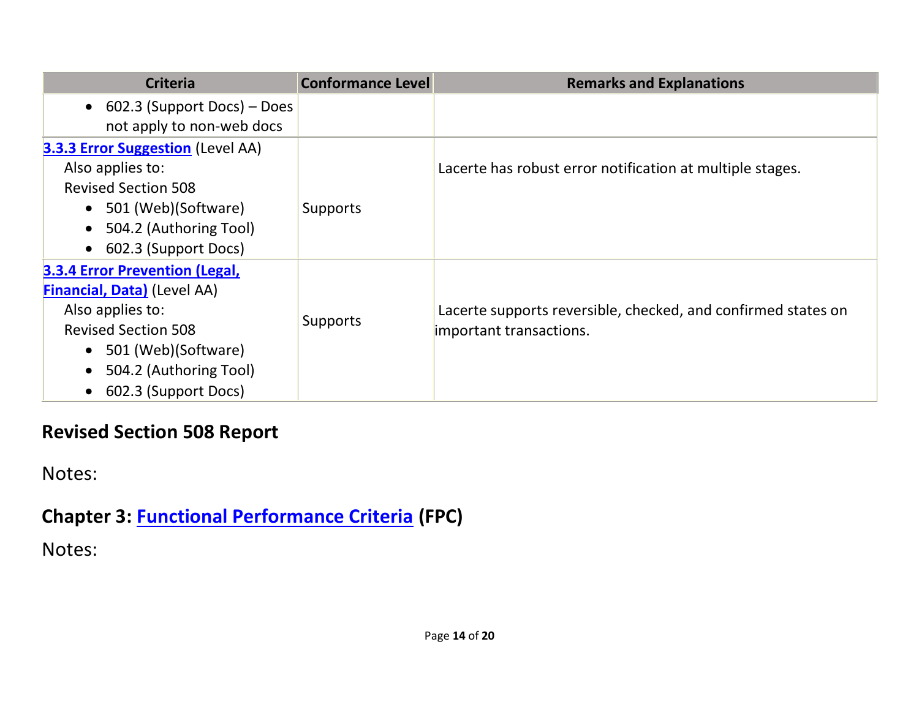| Criteria | Conformance Level | Remarks and Explanations |
|---|---|---|
| <ul><li>602.3 (Support Docs) – Does not apply to non-web docs</li></ul> | | |
| **3.3.3 Error Suggestion** (Level AA)<br>Also applies to:<br>Revised Section 508<ul><li>501 (Web)(Software)</li><li>504.2 (Authoring Tool)</li><li>602.3 (Support Docs)</li></ul> | Supports | Lacerte has robust error notification at multiple stages. |
| **3.3.4 Error Prevention (Legal, Financial, Data)** (Level AA)<br>Also applies to:<br>Revised Section 508<ul><li>501 (Web)(Software)</li><li>504.2 (Authoring Tool)</li><li>602.3 (Support Docs)</li></ul> | Supports | Lacerte supports reversible, checked, and confirmed states on important transactions. |

## Revised Section 508 Report

Notes:

### Chapter 3: Functional Performance Criteria (FPC)

Notes: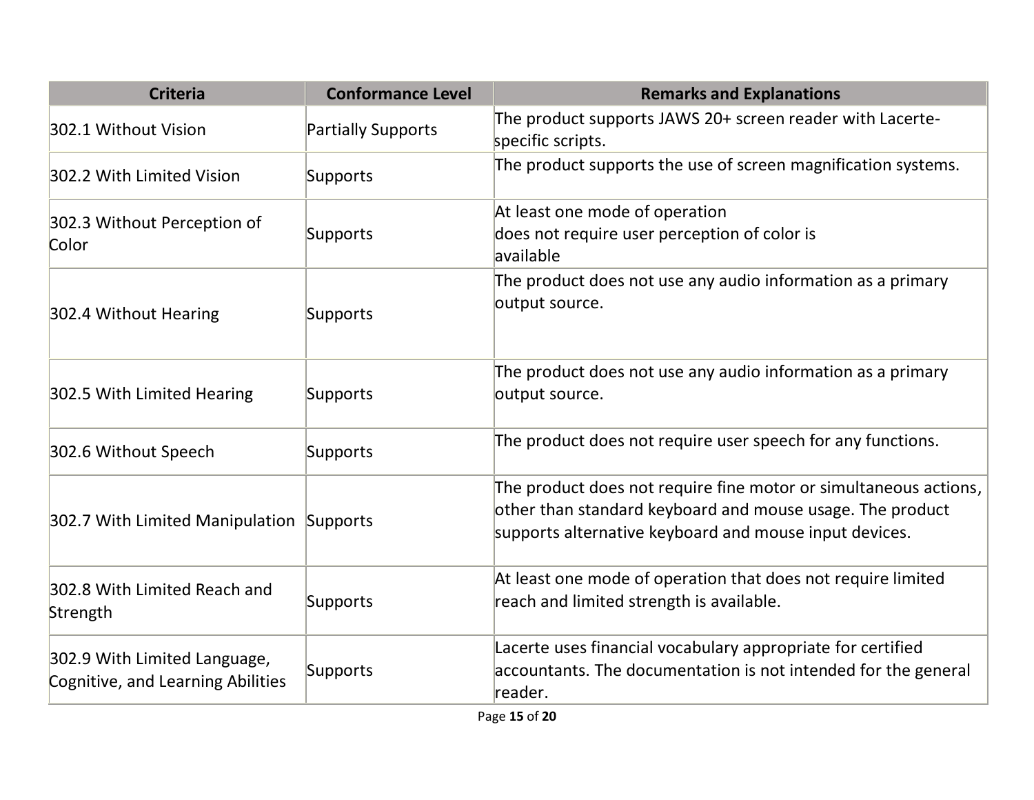| Criteria | Conformance Level | Remarks and Explanations |
|---|---|---|
| 302.1 Without Vision | Partially Supports | The product supports JAWS 20+ screen reader with Lacerte-specific scripts. |
| 302.2 With Limited Vision | Supports | The product supports the use of screen magnification systems. |
| 302.3 Without Perception of Color | Supports | At least one mode of operation does not require user perception of color is available |
| 302.4 Without Hearing | Supports | The product does not use any audio information as a primary output source. |
| 302.5 With Limited Hearing | Supports | The product does not use any audio information as a primary output source. |
| 302.6 Without Speech | Supports | The product does not require user speech for any functions. |
| 302.7 With Limited Manipulation | Supports | The product does not require fine motor or simultaneous actions, other than standard keyboard and mouse usage. The product supports alternative keyboard and mouse input devices. |
| 302.8 With Limited Reach and Strength | Supports | At least one mode of operation that does not require limited reach and limited strength is available. |
| 302.9 With Limited Language, Cognitive, and Learning Abilities | Supports | Lacerte uses financial vocabulary appropriate for certified accountants. The documentation is not intended for the general reader. |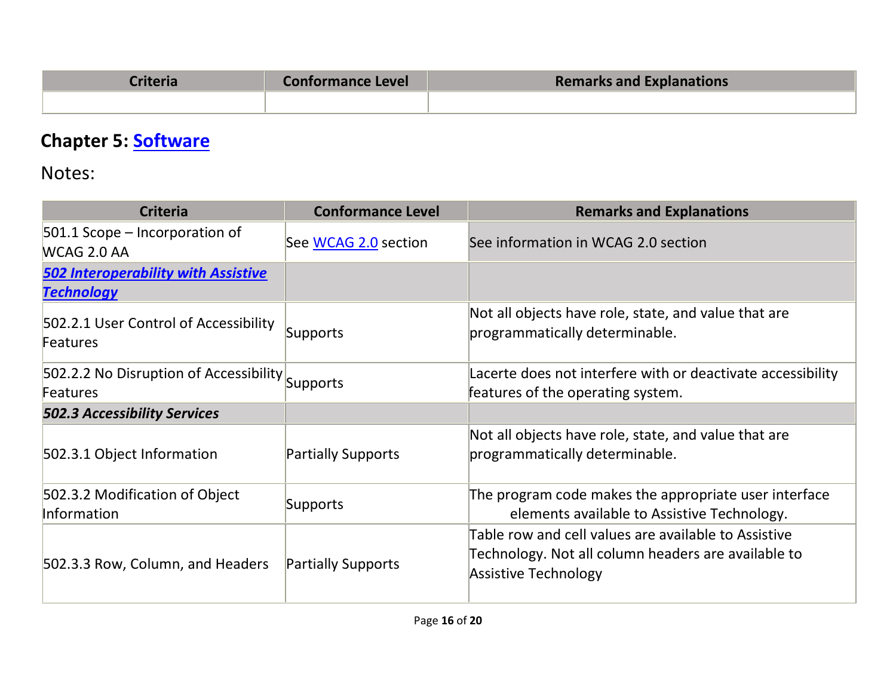| Criteria | Conformance Level | Remarks and Explanations |
|---|---|---|
| | | |

## Chapter 5: Software

Notes:

| Criteria | Conformance Level | Remarks and Explanations |
|---|---|---|
| 501.1 Scope – Incorporation of WCAG 2.0 AA | See WCAG 2.0 section | See information in WCAG 2.0 section |
| ***502 Interoperability with Assistive Technology*** | | |
| 502.2.1 User Control of Accessibility Features | Supports | Not all objects have role, state, and value that are programmatically determinable. |
| 502.2.2 No Disruption of Accessibility Features | Supports | Lacerte does not interfere with or deactivate accessibility features of the operating system. |
| ***502.3 Accessibility Services*** | | |
| 502.3.1 Object Information | Partially Supports | Not all objects have role, state, and value that are programmatically determinable. |
| 502.3.2 Modification of Object Information | Supports | The program code makes the appropriate user interface elements available to Assistive Technology. |
| 502.3.3 Row, Column, and Headers | Partially Supports | Table row and cell values are available to Assistive Technology. Not all column headers are available to Assistive Technology |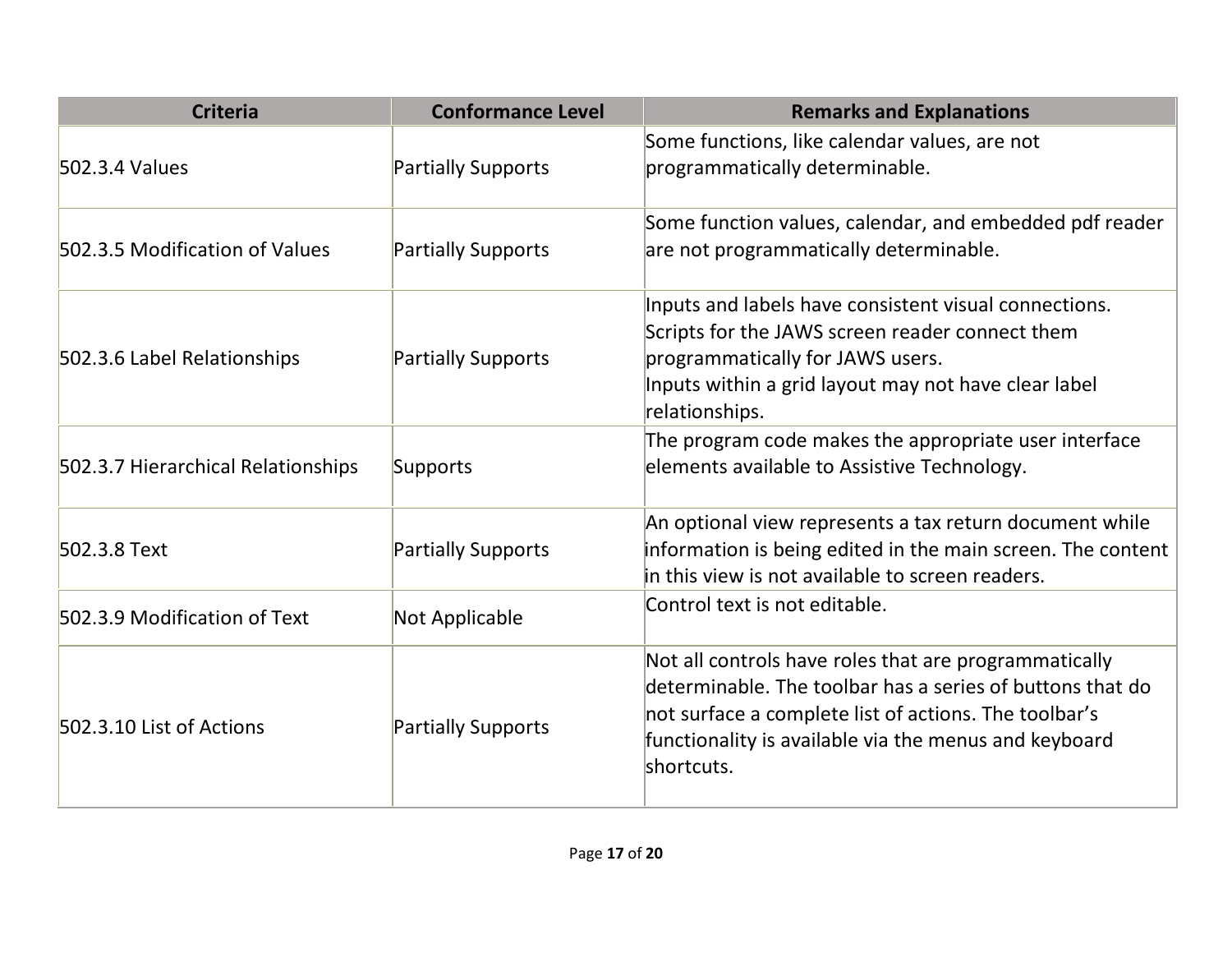| Criteria | Conformance Level | Remarks and Explanations |
| --- | --- | --- |
| 502.3.4 Values | Partially Supports | Some functions, like calendar values, are not programmatically determinable. |
| 502.3.5 Modification of Values | Partially Supports | Some function values, calendar, and embedded pdf reader are not programmatically determinable. |
| 502.3.6 Label Relationships | Partially Supports | Inputs and labels have consistent visual connections. Scripts for the JAWS screen reader connect them programmatically for JAWS users.<br>Inputs within a grid layout may not have clear label relationships. |
| 502.3.7 Hierarchical Relationships | Supports | The program code makes the appropriate user interface elements available to Assistive Technology. |
| 502.3.8 Text | Partially Supports | An optional view represents a tax return document while information is being edited in the main screen. The content in this view is not available to screen readers. |
| 502.3.9 Modification of Text | Not Applicable | Control text is not editable. |
| 502.3.10 List of Actions | Partially Supports | Not all controls have roles that are programmatically determinable. The toolbar has a series of buttons that do not surface a complete list of actions. The toolbar's functionality is available via the menus and keyboard shortcuts. |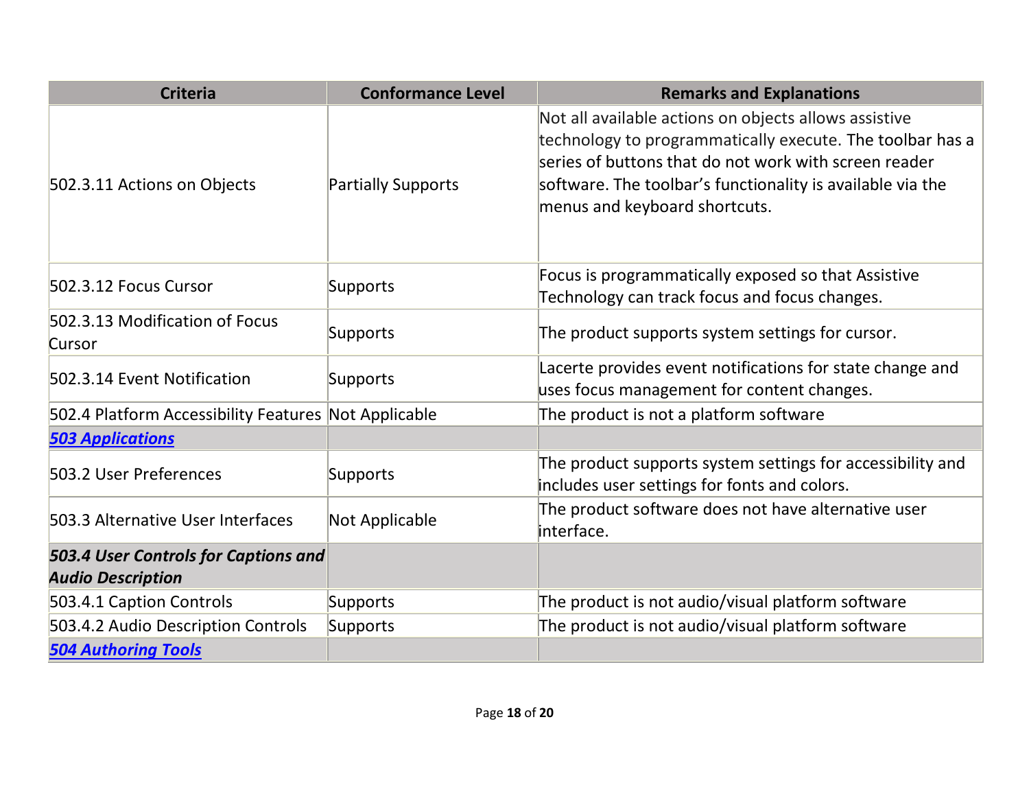| Criteria | Conformance Level | Remarks and Explanations |
|---|---|---|
| 502.3.11 Actions on Objects | Partially Supports | Not all available actions on objects allows assistive technology to programmatically execute. The toolbar has a series of buttons that do not work with screen reader software. The toolbar's functionality is available via the menus and keyboard shortcuts. |
| 502.3.12 Focus Cursor | Supports | Focus is programmatically exposed so that Assistive Technology can track focus and focus changes. |
| 502.3.13 Modification of Focus Cursor | Supports | The product supports system settings for cursor. |
| 502.3.14 Event Notification | Supports | Lacerte provides event notifications for state change and uses focus management for content changes. |
| 502.4 Platform Accessibility Features | Not Applicable | The product is not a platform software |
| ***503 Applications*** | | |
| 503.2 User Preferences | Supports | The product supports system settings for accessibility and includes user settings for fonts and colors. |
| 503.3 Alternative User Interfaces | Not Applicable | The product software does not have alternative user interface. |
| ***503.4 User Controls for Captions and Audio Description*** | | |
| 503.4.1 Caption Controls | Supports | The product is not audio/visual platform software |
| 503.4.2 Audio Description Controls | Supports | The product is not audio/visual platform software |
| ***504 Authoring Tools*** | | |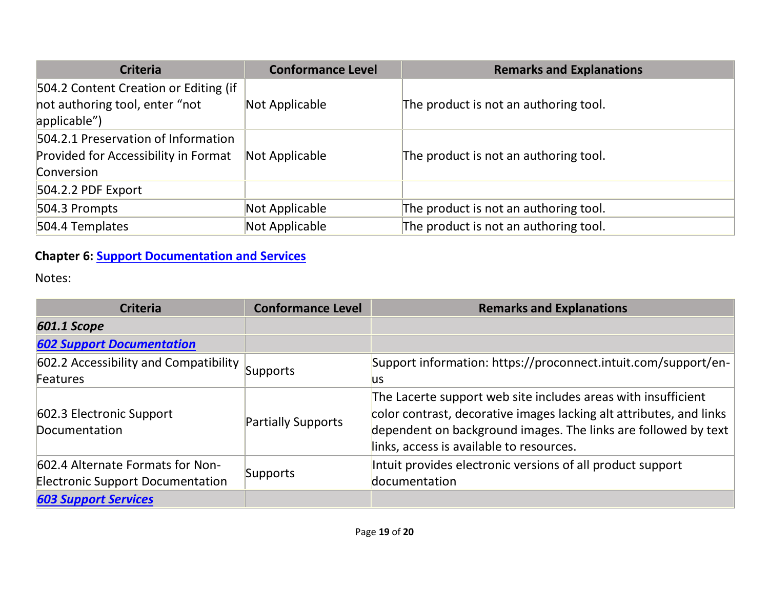| Criteria | Conformance Level | Remarks and Explanations |
|---|---|---|
| 504.2 Content Creation or Editing (if not authoring tool, enter "not applicable") | Not Applicable | The product is not an authoring tool. |
| 504.2.1 Preservation of Information Provided for Accessibility in Format Conversion | Not Applicable | The product is not an authoring tool. |
| 504.2.2 PDF Export | | |
| 504.3 Prompts | Not Applicable | The product is not an authoring tool. |
| 504.4 Templates | Not Applicable | The product is not an authoring tool. |

**Chapter 6: Support Documentation and Services**

Notes:

| Criteria | Conformance Level | Remarks and Explanations |
|---|---|---|
| ***601.1 Scope*** | | |
| ***602 Support Documentation*** | | |
| 602.2 Accessibility and Compatibility Features | Supports | Support information: https://proconnect.intuit.com/support/en-us |
| 602.3 Electronic Support Documentation | Partially Supports | The Lacerte support web site includes areas with insufficient color contrast, decorative images lacking alt attributes, and links dependent on background images. The links are followed by text links, access is available to resources. |
| 602.4 Alternate Formats for Non-Electronic Support Documentation | Supports | Intuit provides electronic versions of all product support documentation |
| ***603 Support Services*** | | |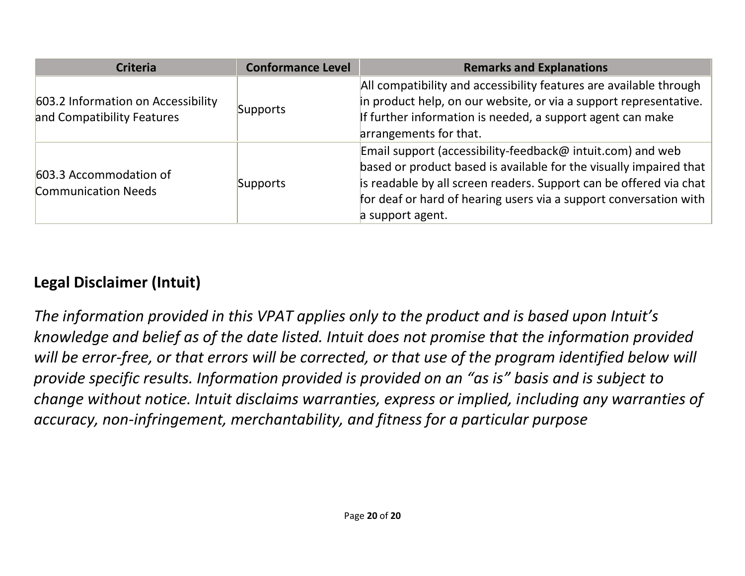| Criteria | Conformance Level | Remarks and Explanations |
|---|---|---|
| 603.2 Information on Accessibility and Compatibility Features | Supports | All compatibility and accessibility features are available through in product help, on our website, or via a support representative. If further information is needed, a support agent can make arrangements for that. |
| 603.3 Accommodation of Communication Needs | Supports | Email support (accessibility-feedback@ intuit.com) and web based or product based is available for the visually impaired that is readable by all screen readers. Support can be offered via chat for deaf or hard of hearing users via a support conversation with a support agent. |

## Legal Disclaimer (Intuit)

*The information provided in this VPAT applies only to the product and is based upon Intuit's knowledge and belief as of the date listed. Intuit does not promise that the information provided will be error-free, or that errors will be corrected, or that use of the program identified below will provide specific results. Information provided is provided on an "as is" basis and is subject to change without notice. Intuit disclaims warranties, express or implied, including any warranties of accuracy, non-infringement, merchantability, and fitness for a particular purpose*